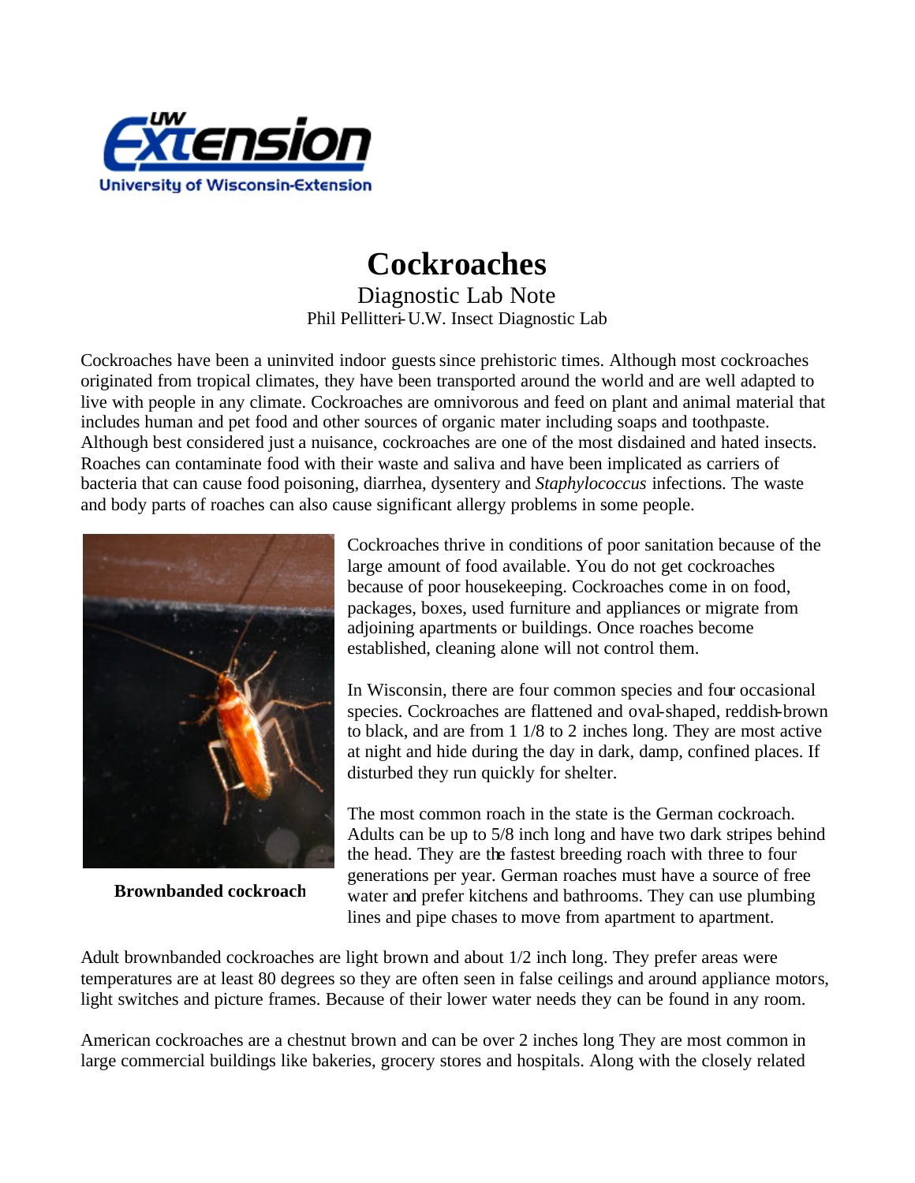# Cockroaches

Diagnostic Lab Note

Phil Pellitteri- U.W. Insect Diagnostic Lab

Cockroaches have been a uninvited indoor guests since prehistoric times. Although most cockroaches originated from tropical climates, they have been transported around the world and are well adapted to live with people in any climate. Cockroaches are omnivorous and feed on plant and animal material that includes human and pet food and other sources of organic mater including soaps and toothpaste. Although best considered just a nuisance, cockroaches are one of the most disdained and hated insects. Roaches can contaminate food with their waste and saliva and have been implicated as carriers of bacteria that can cause food poisoning, diarrhea, dysentery and *Staphylococcus* infections. The waste and body parts of roaches can also cause significant allergy problems in some people.

**Brownbanded cockroach**

Cockroaches thrive in conditions of poor sanitation because of the large amount of food available. You do not get cockroaches because of poor housekeeping. Cockroaches come in on food, packages, boxes, used furniture and appliances or migrate from adjoining apartments or buildings. Once roaches become established, cleaning alone will not control them.

In Wisconsin, there are four common species and four occasional species. Cockroaches are flattened and oval-shaped, reddish-brown to black, and are from 1 1/8 to 2 inches long. They are most active at night and hide during the day in dark, damp, confined places. If disturbed they run quickly for shelter.

The most common roach in the state is the German cockroach. Adults can be up to 5/8 inch long and have two dark stripes behind the head. They are the fastest breeding roach with three to four generations per year. German roaches must have a source of free water and prefer kitchens and bathrooms. They can use plumbing lines and pipe chases to move from apartment to apartment.

Adult brownbanded cockroaches are light brown and about 1/2 inch long. They prefer areas were temperatures are at least 80 degrees so they are often seen in false ceilings and around appliance motors, light switches and picture frames. Because of their lower water needs they can be found in any room.

American cockroaches are a chestnut brown and can be over 2 inches long They are most common in large commercial buildings like bakeries, grocery stores and hospitals. Along with the closely related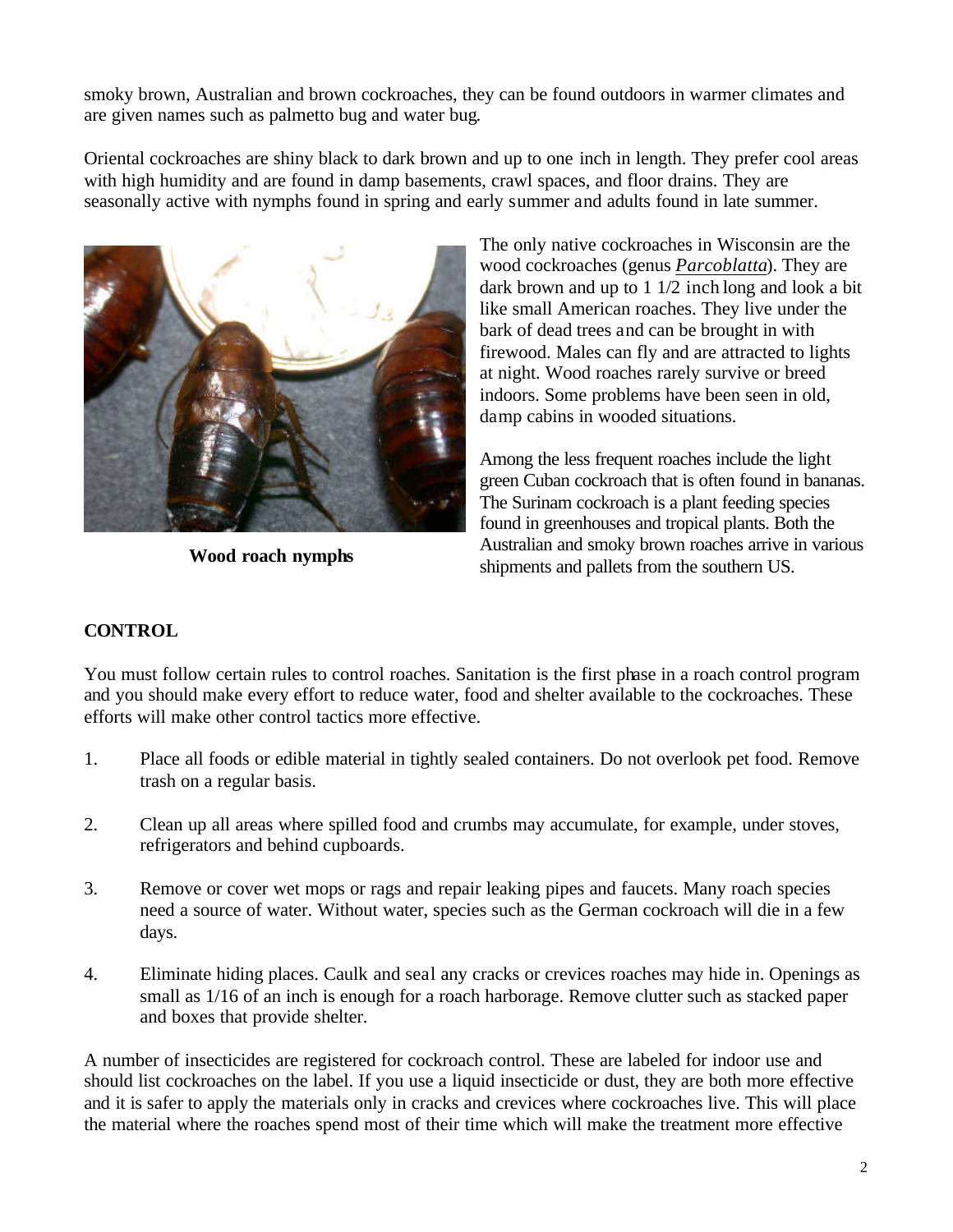smoky brown, Australian and brown cockroaches, they can be found outdoors in warmer climates and are given names such as palmetto bug and water bug.

Oriental cockroaches are shiny black to dark brown and up to one inch in length. They prefer cool areas with high humidity and are found in damp basements, crawl spaces, and floor drains. They are seasonally active with nymphs found in spring and early summer and adults found in late summer.

**Wood roach nymphs**

The only native cockroaches in Wisconsin are the wood cockroaches (genus *Parcoblatta*). They are dark brown and up to 1 1/2 inch long and look a bit like small American roaches. They live under the bark of dead trees and can be brought in with firewood. Males can fly and are attracted to lights at night. Wood roaches rarely survive or breed indoors. Some problems have been seen in old, damp cabins in wooded situations.

Among the less frequent roaches include the light green Cuban cockroach that is often found in bananas. The Surinam cockroach is a plant feeding species found in greenhouses and tropical plants. Both the Australian and smoky brown roaches arrive in various shipments and pallets from the southern US.

## CONTROL

You must follow certain rules to control roaches. Sanitation is the first phase in a roach control program and you should make every effort to reduce water, food and shelter available to the cockroaches. These efforts will make other control tactics more effective.

1. Place all foods or edible material in tightly sealed containers. Do not overlook pet food. Remove trash on a regular basis.

2. Clean up all areas where spilled food and crumbs may accumulate, for example, under stoves, refrigerators and behind cupboards.

3. Remove or cover wet mops or rags and repair leaking pipes and faucets. Many roach species need a source of water. Without water, species such as the German cockroach will die in a few days.

4. Eliminate hiding places. Caulk and seal any cracks or crevices roaches may hide in. Openings as small as 1/16 of an inch is enough for a roach harborage. Remove clutter such as stacked paper and boxes that provide shelter.

A number of insecticides are registered for cockroach control. These are labeled for indoor use and should list cockroaches on the label. If you use a liquid insecticide or dust, they are both more effective and it is safer to apply the materials only in cracks and crevices where cockroaches live. This will place the material where the roaches spend most of their time which will make the treatment more effective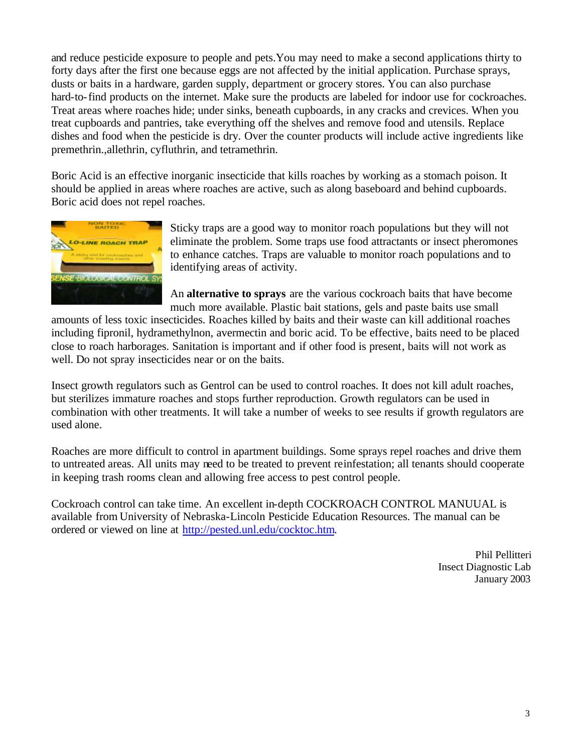and reduce pesticide exposure to people and pets.You may need to make a second applications thirty to forty days after the first one because eggs are not affected by the initial application. Purchase sprays, dusts or baits in a hardware, garden supply, department or grocery stores. You can also purchase hard-to-find products on the internet. Make sure the products are labeled for indoor use for cockroaches. Treat areas where roaches hide; under sinks, beneath cupboards, in any cracks and crevices. When you treat cupboards and pantries, take everything off the shelves and remove food and utensils. Replace dishes and food when the pesticide is dry. Over the counter products will include active ingredients like premethrin.,allethrin, cyfluthrin, and tetramethrin.

Boric Acid is an effective inorganic insecticide that kills roaches by working as a stomach poison. It should be applied in areas where roaches are active, such as along baseboard and behind cupboards. Boric acid does not repel roaches.

Sticky traps are a good way to monitor roach populations but they will not eliminate the problem. Some traps use food attractants or insect pheromones to enhance catches. Traps are valuable to monitor roach populations and to identifying areas of activity.

An **alternative to sprays** are the various cockroach baits that have become much more available. Plastic bait stations, gels and paste baits use small amounts of less toxic insecticides. Roaches killed by baits and their waste can kill additional roaches including fipronil, hydramethylnon, avermectin and boric acid. To be effective, baits need to be placed close to roach harborages. Sanitation is important and if other food is present, baits will not work as well. Do not spray insecticides near or on the baits.

Insect growth regulators such as Gentrol can be used to control roaches. It does not kill adult roaches, but sterilizes immature roaches and stops further reproduction. Growth regulators can be used in combination with other treatments. It will take a number of weeks to see results if growth regulators are used alone.

Roaches are more difficult to control in apartment buildings. Some sprays repel roaches and drive them to untreated areas. All units may need to be treated to prevent reinfestation; all tenants should cooperate in keeping trash rooms clean and allowing free access to pest control people.

Cockroach control can take time. An excellent in-depth COCKROACH CONTROL MANUUAL is available from University of Nebraska-Lincoln Pesticide Education Resources. The manual can be ordered or viewed on line at http://pested.unl.edu/cocktoc.htm.

Phil Pellitteri
Insect Diagnostic Lab
January 2003